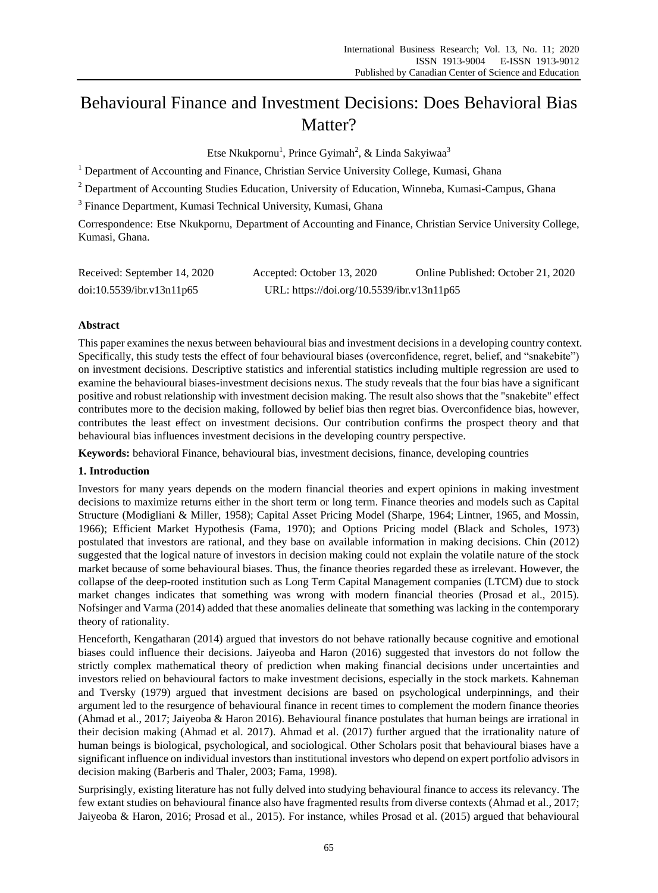# Behavioural Finance and Investment Decisions: Does Behavioral Bias Matter?

Etse Nkukpornu[1], Prince Gyimah[2], & Linda Sakyiwaa[3]

[1] Department of Accounting and Finance, Christian Service University College, Kumasi, Ghana

[2] Department of Accounting Studies Education, University of Education, Winneba, Kumasi-Campus, Ghana

[3] Finance Department, Kumasi Technical University, Kumasi, Ghana

Correspondence: Etse Nkukpornu, Department of Accounting and Finance, Christian Service University College, Kumasi, Ghana.

Received: September 14, 2020 Accepted: October 13, 2020 Online Published: October 21, 2020

doi:10.5539/ibr.v13n11p65 URL: https://doi.org/10.5539/ibr.v13n11p65

## Abstract

This paper examines the nexus between behavioural bias and investment decisions in a developing country context. Specifically, this study tests the effect of four behavioural biases (overconfidence, regret, belief, and "snakebite") on investment decisions. Descriptive statistics and inferential statistics including multiple regression are used to examine the behavioural biases-investment decisions nexus. The study reveals that the four bias have a significant positive and robust relationship with investment decision making. The result also shows that the "snakebite" effect contributes more to the decision making, followed by belief bias then regret bias. Overconfidence bias, however, contributes the least effect on investment decisions. Our contribution confirms the prospect theory and that behavioural bias influences investment decisions in the developing country perspective.

**Keywords:** behavioral Finance, behavioural bias, investment decisions, finance, developing countries

## 1. Introduction

Investors for many years depends on the modern financial theories and expert opinions in making investment decisions to maximize returns either in the short term or long term. Finance theories and models such as Capital Structure (Modigliani & Miller, 1958); Capital Asset Pricing Model (Sharpe, 1964; Lintner, 1965, and Mossin, 1966); Efficient Market Hypothesis (Fama, 1970); and Options Pricing model (Black and Scholes, 1973) postulated that investors are rational, and they base on available information in making decisions. Chin (2012) suggested that the logical nature of investors in decision making could not explain the volatile nature of the stock market because of some behavioural biases. Thus, the finance theories regarded these as irrelevant. However, the collapse of the deep-rooted institution such as Long Term Capital Management companies (LTCM) due to stock market changes indicates that something was wrong with modern financial theories (Prosad et al., 2015). Nofsinger and Varma (2014) added that these anomalies delineate that something was lacking in the contemporary theory of rationality.

Henceforth, Kengatharan (2014) argued that investors do not behave rationally because cognitive and emotional biases could influence their decisions. Jaiyeoba and Haron (2016) suggested that investors do not follow the strictly complex mathematical theory of prediction when making financial decisions under uncertainties and investors relied on behavioural factors to make investment decisions, especially in the stock markets. Kahneman and Tversky (1979) argued that investment decisions are based on psychological underpinnings, and their argument led to the resurgence of behavioural finance in recent times to complement the modern finance theories (Ahmad et al., 2017; Jaiyeoba & Haron 2016). Behavioural finance postulates that human beings are irrational in their decision making (Ahmad et al. 2017). Ahmad et al. (2017) further argued that the irrationality nature of human beings is biological, psychological, and sociological. Other Scholars posit that behavioural biases have a significant influence on individual investors than institutional investors who depend on expert portfolio advisors in decision making (Barberis and Thaler, 2003; Fama, 1998).

Surprisingly, existing literature has not fully delved into studying behavioural finance to access its relevancy. The few extant studies on behavioural finance also have fragmented results from diverse contexts (Ahmad et al., 2017; Jaiyeoba & Haron, 2016; Prosad et al., 2015). For instance, whiles Prosad et al. (2015) argued that behavioural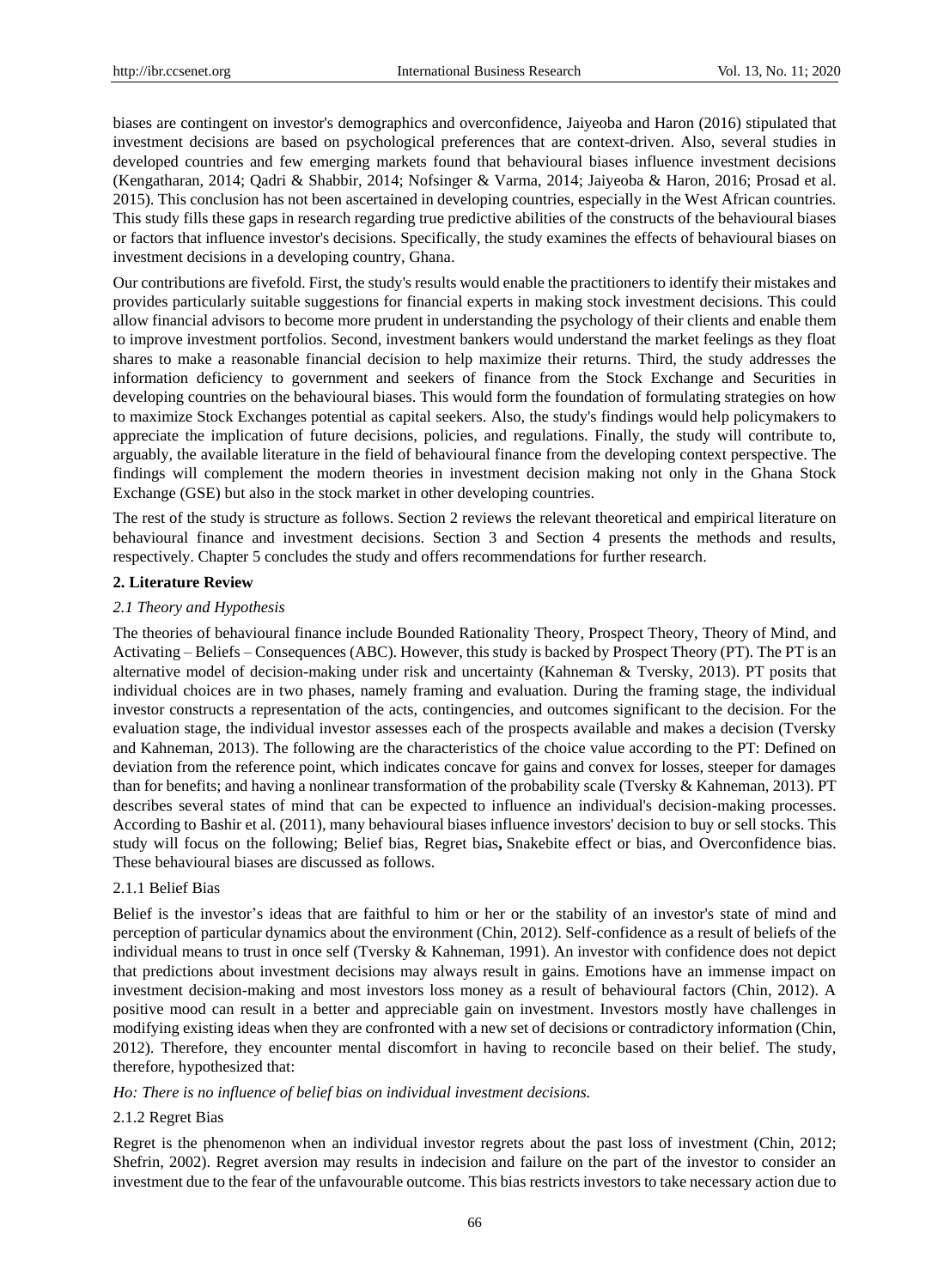biases are contingent on investor's demographics and overconfidence, Jaiyeoba and Haron (2016) stipulated that investment decisions are based on psychological preferences that are context-driven. Also, several studies in developed countries and few emerging markets found that behavioural biases influence investment decisions (Kengatharan, 2014; Qadri & Shabbir, 2014; Nofsinger & Varma, 2014; Jaiyeoba & Haron, 2016; Prosad et al. 2015). This conclusion has not been ascertained in developing countries, especially in the West African countries. This study fills these gaps in research regarding true predictive abilities of the constructs of the behavioural biases or factors that influence investor's decisions. Specifically, the study examines the effects of behavioural biases on investment decisions in a developing country, Ghana.

Our contributions are fivefold. First, the study's results would enable the practitioners to identify their mistakes and provides particularly suitable suggestions for financial experts in making stock investment decisions. This could allow financial advisors to become more prudent in understanding the psychology of their clients and enable them to improve investment portfolios. Second, investment bankers would understand the market feelings as they float shares to make a reasonable financial decision to help maximize their returns. Third, the study addresses the information deficiency to government and seekers of finance from the Stock Exchange and Securities in developing countries on the behavioural biases. This would form the foundation of formulating strategies on how to maximize Stock Exchanges potential as capital seekers. Also, the study's findings would help policymakers to appreciate the implication of future decisions, policies, and regulations. Finally, the study will contribute to, arguably, the available literature in the field of behavioural finance from the developing context perspective. The findings will complement the modern theories in investment decision making not only in the Ghana Stock Exchange (GSE) but also in the stock market in other developing countries.

The rest of the study is structure as follows. Section 2 reviews the relevant theoretical and empirical literature on behavioural finance and investment decisions. Section 3 and Section 4 presents the methods and results, respectively. Chapter 5 concludes the study and offers recommendations for further research.

## 2. Literature Review

### *2.1 Theory and Hypothesis*

The theories of behavioural finance include Bounded Rationality Theory, Prospect Theory, Theory of Mind, and Activating – Beliefs – Consequences (ABC). However, this study is backed by Prospect Theory (PT). The PT is an alternative model of decision-making under risk and uncertainty (Kahneman & Tversky, 2013). PT posits that individual choices are in two phases, namely framing and evaluation. During the framing stage, the individual investor constructs a representation of the acts, contingencies, and outcomes significant to the decision. For the evaluation stage, the individual investor assesses each of the prospects available and makes a decision (Tversky and Kahneman, 2013). The following are the characteristics of the choice value according to the PT: Defined on deviation from the reference point, which indicates concave for gains and convex for losses, steeper for damages than for benefits; and having a nonlinear transformation of the probability scale (Tversky & Kahneman, 2013). PT describes several states of mind that can be expected to influence an individual's decision-making processes. According to Bashir et al. (2011), many behavioural biases influence investors' decision to buy or sell stocks. This study will focus on the following; Belief bias, Regret bias**,** Snakebite effect or bias, and Overconfidence bias. These behavioural biases are discussed as follows.

#### 2.1.1 Belief Bias

Belief is the investor's ideas that are faithful to him or her or the stability of an investor's state of mind and perception of particular dynamics about the environment (Chin, 2012). Self-confidence as a result of beliefs of the individual means to trust in once self (Tversky & Kahneman, 1991). An investor with confidence does not depict that predictions about investment decisions may always result in gains. Emotions have an immense impact on investment decision-making and most investors loss money as a result of behavioural factors (Chin, 2012). A positive mood can result in a better and appreciable gain on investment. Investors mostly have challenges in modifying existing ideas when they are confronted with a new set of decisions or contradictory information (Chin, 2012). Therefore, they encounter mental discomfort in having to reconcile based on their belief. The study, therefore, hypothesized that:

*Ho: There is no influence of belief bias on individual investment decisions.*

#### 2.1.2 Regret Bias

Regret is the phenomenon when an individual investor regrets about the past loss of investment (Chin, 2012; Shefrin, 2002). Regret aversion may results in indecision and failure on the part of the investor to consider an investment due to the fear of the unfavourable outcome. This bias restricts investors to take necessary action due to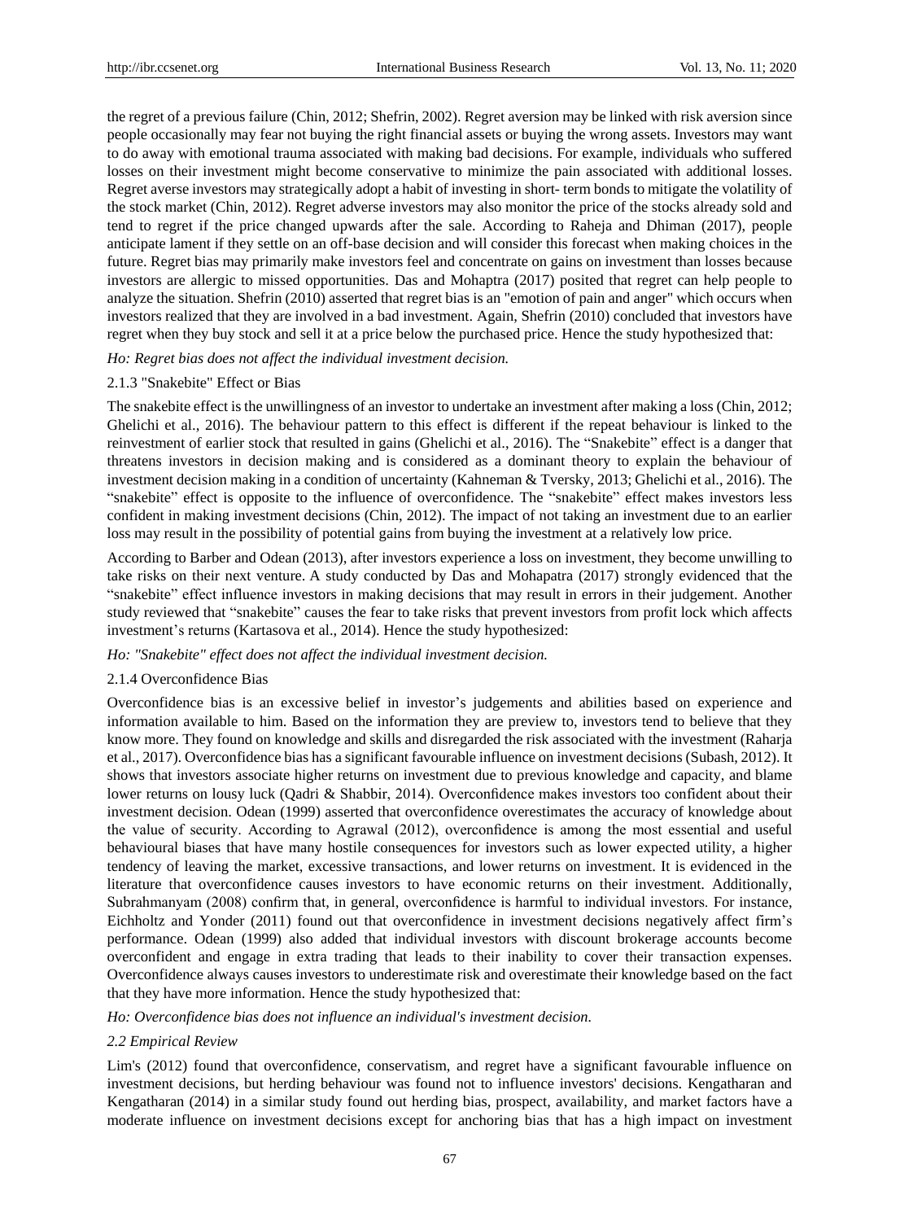the regret of a previous failure (Chin, 2012; Shefrin, 2002). Regret aversion may be linked with risk aversion since people occasionally may fear not buying the right financial assets or buying the wrong assets. Investors may want to do away with emotional trauma associated with making bad decisions. For example, individuals who suffered losses on their investment might become conservative to minimize the pain associated with additional losses. Regret averse investors may strategically adopt a habit of investing in short- term bonds to mitigate the volatility of the stock market (Chin, 2012). Regret adverse investors may also monitor the price of the stocks already sold and tend to regret if the price changed upwards after the sale. According to Raheja and Dhiman (2017), people anticipate lament if they settle on an off-base decision and will consider this forecast when making choices in the future. Regret bias may primarily make investors feel and concentrate on gains on investment than losses because investors are allergic to missed opportunities. Das and Mohaptra (2017) posited that regret can help people to analyze the situation. Shefrin (2010) asserted that regret bias is an "emotion of pain and anger" which occurs when investors realized that they are involved in a bad investment. Again, Shefrin (2010) concluded that investors have regret when they buy stock and sell it at a price below the purchased price. Hence the study hypothesized that:

*Ho: Regret bias does not affect the individual investment decision.*

### 2.1.3 "Snakebite" Effect or Bias

The snakebite effect is the unwillingness of an investor to undertake an investment after making a loss (Chin, 2012; Ghelichi et al., 2016). The behaviour pattern to this effect is different if the repeat behaviour is linked to the reinvestment of earlier stock that resulted in gains (Ghelichi et al., 2016). The "Snakebite" effect is a danger that threatens investors in decision making and is considered as a dominant theory to explain the behaviour of investment decision making in a condition of uncertainty (Kahneman & Tversky, 2013; Ghelichi et al., 2016). The "snakebite" effect is opposite to the influence of overconfidence. The "snakebite" effect makes investors less confident in making investment decisions (Chin, 2012). The impact of not taking an investment due to an earlier loss may result in the possibility of potential gains from buying the investment at a relatively low price.

According to Barber and Odean (2013), after investors experience a loss on investment, they become unwilling to take risks on their next venture. A study conducted by Das and Mohapatra (2017) strongly evidenced that the "snakebite" effect influence investors in making decisions that may result in errors in their judgement. Another study reviewed that "snakebite" causes the fear to take risks that prevent investors from profit lock which affects investment's returns (Kartasova et al., 2014). Hence the study hypothesized:

*Ho: "Snakebite" effect does not affect the individual investment decision.*

### 2.1.4 Overconfidence Bias

Overconfidence bias is an excessive belief in investor's judgements and abilities based on experience and information available to him. Based on the information they are preview to, investors tend to believe that they know more. They found on knowledge and skills and disregarded the risk associated with the investment (Raharja et al., 2017). Overconfidence bias has a significant favourable influence on investment decisions (Subash, 2012). It shows that investors associate higher returns on investment due to previous knowledge and capacity, and blame lower returns on lousy luck (Qadri & Shabbir, 2014). Overconfidence makes investors too confident about their investment decision. Odean (1999) asserted that overconfidence overestimates the accuracy of knowledge about the value of security. According to Agrawal (2012), overconfidence is among the most essential and useful behavioural biases that have many hostile consequences for investors such as lower expected utility, a higher tendency of leaving the market, excessive transactions, and lower returns on investment. It is evidenced in the literature that overconfidence causes investors to have economic returns on their investment. Additionally, Subrahmanyam (2008) confirm that, in general, overconfidence is harmful to individual investors. For instance, Eichholtz and Yonder (2011) found out that overconfidence in investment decisions negatively affect firm's performance. Odean (1999) also added that individual investors with discount brokerage accounts become overconfident and engage in extra trading that leads to their inability to cover their transaction expenses. Overconfidence always causes investors to underestimate risk and overestimate their knowledge based on the fact that they have more information. Hence the study hypothesized that:

*Ho: Overconfidence bias does not influence an individual's investment decision.*

## *2.2 Empirical Review*

Lim's (2012) found that overconfidence, conservatism, and regret have a significant favourable influence on investment decisions, but herding behaviour was found not to influence investors' decisions. Kengatharan and Kengatharan (2014) in a similar study found out herding bias, prospect, availability, and market factors have a moderate influence on investment decisions except for anchoring bias that has a high impact on investment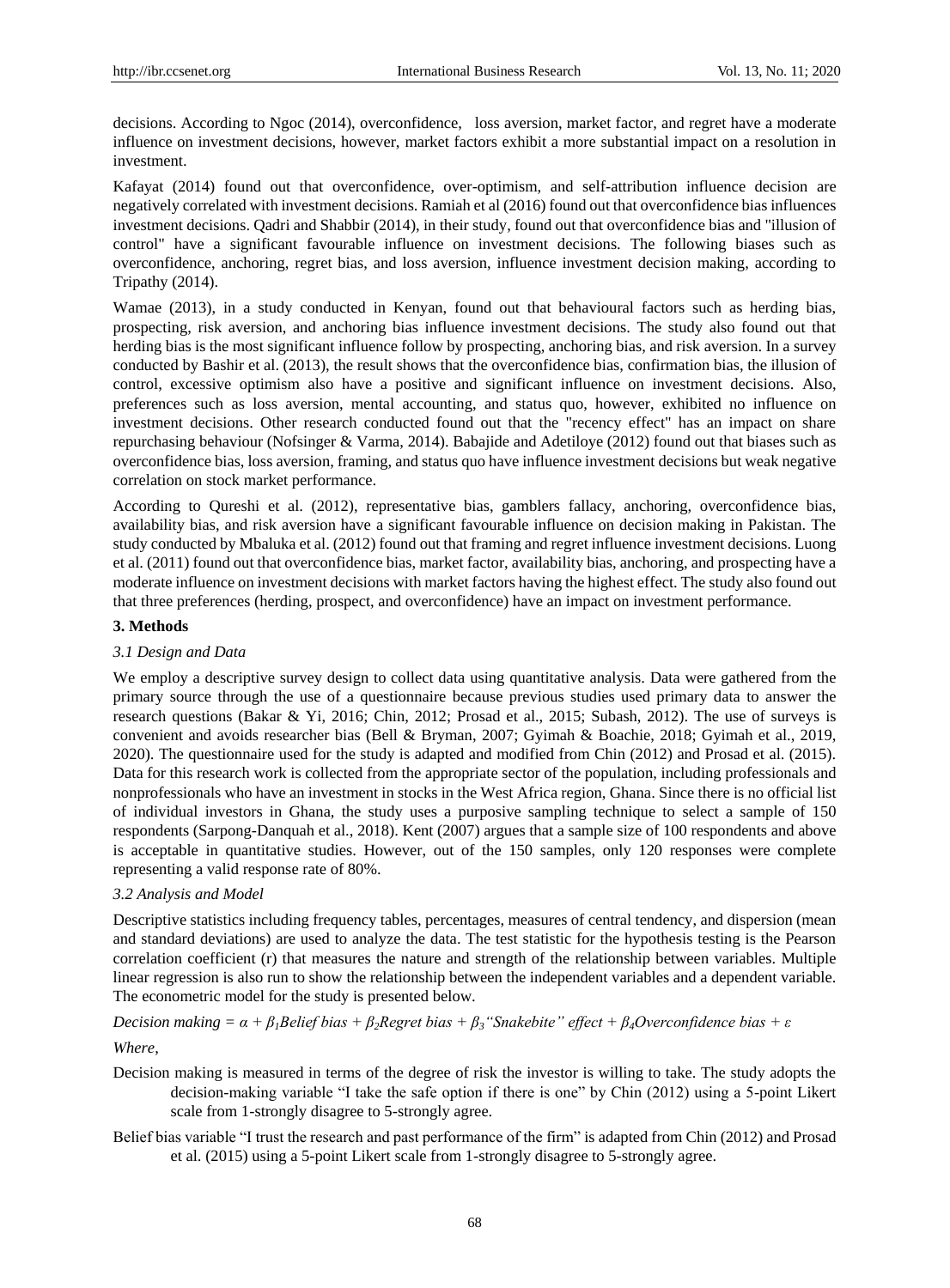decisions. According to Ngoc (2014), overconfidence, loss aversion, market factor, and regret have a moderate influence on investment decisions, however, market factors exhibit a more substantial impact on a resolution in investment.

Kafayat (2014) found out that overconfidence, over-optimism, and self-attribution influence decision are negatively correlated with investment decisions. Ramiah et al (2016) found out that overconfidence bias influences investment decisions. Qadri and Shabbir (2014), in their study, found out that overconfidence bias and "illusion of control" have a significant favourable influence on investment decisions. The following biases such as overconfidence, anchoring, regret bias, and loss aversion, influence investment decision making, according to Tripathy (2014).

Wamae (2013), in a study conducted in Kenyan, found out that behavioural factors such as herding bias, prospecting, risk aversion, and anchoring bias influence investment decisions. The study also found out that herding bias is the most significant influence follow by prospecting, anchoring bias, and risk aversion. In a survey conducted by Bashir et al. (2013), the result shows that the overconfidence bias, confirmation bias, the illusion of control, excessive optimism also have a positive and significant influence on investment decisions. Also, preferences such as loss aversion, mental accounting, and status quo, however, exhibited no influence on investment decisions. Other research conducted found out that the "recency effect" has an impact on share repurchasing behaviour (Nofsinger & Varma, 2014). Babajide and Adetiloye (2012) found out that biases such as overconfidence bias, loss aversion, framing, and status quo have influence investment decisions but weak negative correlation on stock market performance.

According to Qureshi et al. (2012), representative bias, gamblers fallacy, anchoring, overconfidence bias, availability bias, and risk aversion have a significant favourable influence on decision making in Pakistan. The study conducted by Mbaluka et al. (2012) found out that framing and regret influence investment decisions. Luong et al. (2011) found out that overconfidence bias, market factor, availability bias, anchoring, and prospecting have a moderate influence on investment decisions with market factors having the highest effect. The study also found out that three preferences (herding, prospect, and overconfidence) have an impact on investment performance.

## 3. Methods

### *3.1 Design and Data*

We employ a descriptive survey design to collect data using quantitative analysis. Data were gathered from the primary source through the use of a questionnaire because previous studies used primary data to answer the research questions (Bakar & Yi, 2016; Chin, 2012; Prosad et al., 2015; Subash, 2012). The use of surveys is convenient and avoids researcher bias (Bell & Bryman, 2007; Gyimah & Boachie, 2018; Gyimah et al., 2019, 2020). The questionnaire used for the study is adapted and modified from Chin (2012) and Prosad et al. (2015). Data for this research work is collected from the appropriate sector of the population, including professionals and nonprofessionals who have an investment in stocks in the West Africa region, Ghana. Since there is no official list of individual investors in Ghana, the study uses a purposive sampling technique to select a sample of 150 respondents (Sarpong-Danquah et al., 2018). Kent (2007) argues that a sample size of 100 respondents and above is acceptable in quantitative studies. However, out of the 150 samples, only 120 responses were complete representing a valid response rate of 80%.

### *3.2 Analysis and Model*

Descriptive statistics including frequency tables, percentages, measures of central tendency, and dispersion (mean and standard deviations) are used to analyze the data. The test statistic for the hypothesis testing is the Pearson correlation coefficient (r) that measures the nature and strength of the relationship between variables. Multiple linear regression is also run to show the relationship between the independent variables and a dependent variable. The econometric model for the study is presented below.

$$\textit{Decision making} = \alpha + \beta_1 \textit{Belief bias} + \beta_2 \textit{Regret bias} + \beta_3 \textit{"Snakebite" effect} + \beta_4 \textit{Overconfidence bias} + \varepsilon$$

*Where,*

Decision making is measured in terms of the degree of risk the investor is willing to take. The study adopts the decision-making variable "I take the safe option if there is one" by Chin (2012) using a 5-point Likert scale from 1-strongly disagree to 5-strongly agree.

Belief bias variable "I trust the research and past performance of the firm" is adapted from Chin (2012) and Prosad et al. (2015) using a 5-point Likert scale from 1-strongly disagree to 5-strongly agree.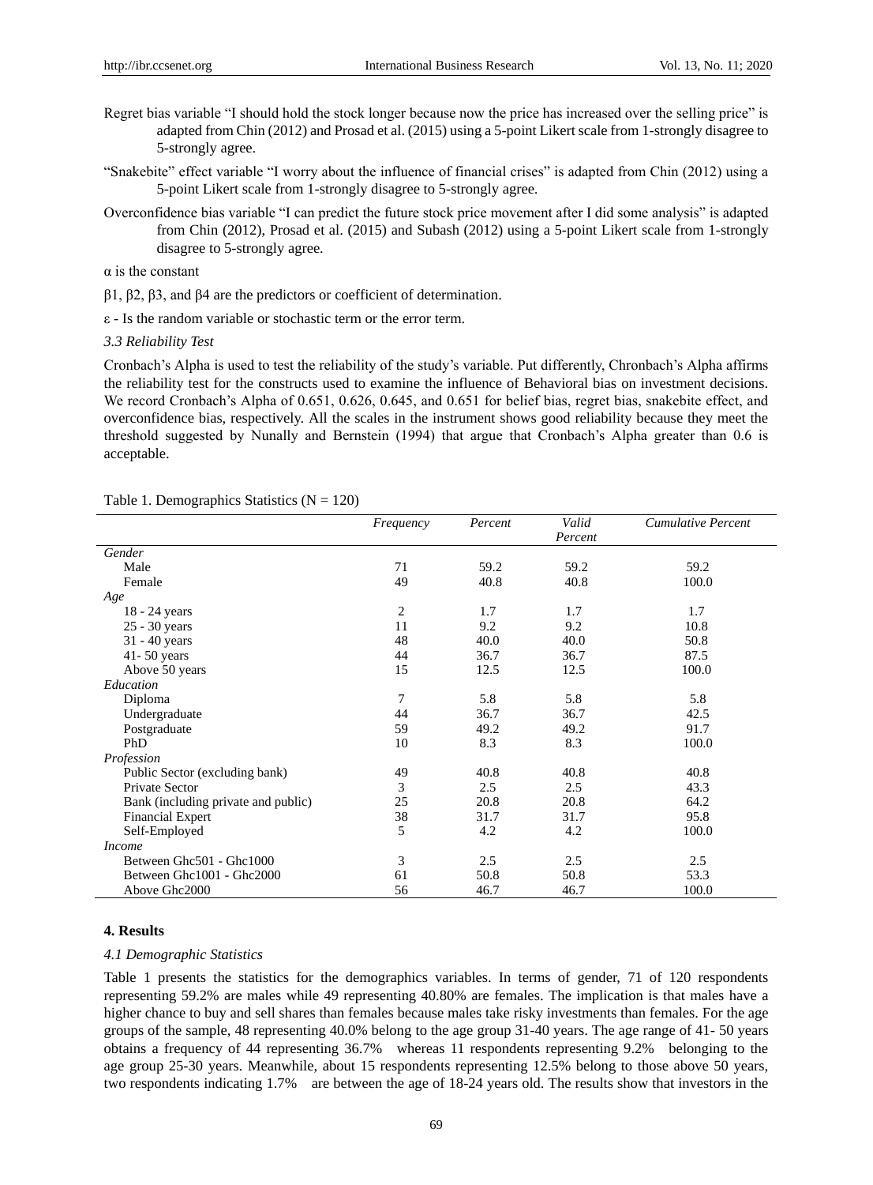Regret bias variable "I should hold the stock longer because now the price has increased over the selling price" is adapted from Chin (2012) and Prosad et al. (2015) using a 5-point Likert scale from 1-strongly disagree to 5-strongly agree.

"Snakebite" effect variable "I worry about the influence of financial crises" is adapted from Chin (2012) using a 5-point Likert scale from 1-strongly disagree to 5-strongly agree.

Overconfidence bias variable "I can predict the future stock price movement after I did some analysis" is adapted from Chin (2012), Prosad et al. (2015) and Subash (2012) using a 5-point Likert scale from 1-strongly disagree to 5-strongly agree.

$\alpha$ is the constant

$\beta1$, $\beta2$, $\beta3$, and $\beta4$ are the predictors or coefficient of determination.

$\varepsilon$ - Is the random variable or stochastic term or the error term.

### *3.3 Reliability Test*

Cronbach's Alpha is used to test the reliability of the study's variable. Put differently, Chronbach's Alpha affirms the reliability test for the constructs used to examine the influence of Behavioral bias on investment decisions. We record Cronbach's Alpha of 0.651, 0.626, 0.645, and 0.651 for belief bias, regret bias, snakebite effect, and overconfidence bias, respectively. All the scales in the instrument shows good reliability because they meet the threshold suggested by Nunally and Bernstein (1994) that argue that Cronbach's Alpha greater than 0.6 is acceptable.

Table 1. Demographics Statistics (N = 120)

| | *Frequency* | *Percent* | *Valid Percent* | *Cumulative Percent* |
|---|---|---|---|---|
| *Gender* | | | | |
| Male | 71 | 59.2 | 59.2 | 59.2 |
| Female | 49 | 40.8 | 40.8 | 100.0 |
| *Age* | | | | |
| 18 - 24 years | 2 | 1.7 | 1.7 | 1.7 |
| 25 - 30 years | 11 | 9.2 | 9.2 | 10.8 |
| 31 - 40 years | 48 | 40.0 | 40.0 | 50.8 |
| 41- 50 years | 44 | 36.7 | 36.7 | 87.5 |
| Above 50 years | 15 | 12.5 | 12.5 | 100.0 |
| *Education* | | | | |
| Diploma | 7 | 5.8 | 5.8 | 5.8 |
| Undergraduate | 44 | 36.7 | 36.7 | 42.5 |
| Postgraduate | 59 | 49.2 | 49.2 | 91.7 |
| PhD | 10 | 8.3 | 8.3 | 100.0 |
| *Profession* | | | | |
| Public Sector (excluding bank) | 49 | 40.8 | 40.8 | 40.8 |
| Private Sector | 3 | 2.5 | 2.5 | 43.3 |
| Bank (including private and public) | 25 | 20.8 | 20.8 | 64.2 |
| Financial Expert | 38 | 31.7 | 31.7 | 95.8 |
| Self-Employed | 5 | 4.2 | 4.2 | 100.0 |
| *Income* | | | | |
| Between Ghc501 - Ghc1000 | 3 | 2.5 | 2.5 | 2.5 |
| Between Ghc1001 - Ghc2000 | 61 | 50.8 | 50.8 | 53.3 |
| Above Ghc2000 | 56 | 46.7 | 46.7 | 100.0 |

## 4. Results

### *4.1 Demographic Statistics*

Table 1 presents the statistics for the demographics variables. In terms of gender, 71 of 120 respondents representing 59.2% are males while 49 representing 40.80% are females. The implication is that males have a higher chance to buy and sell shares than females because males take risky investments than females. For the age groups of the sample, 48 representing 40.0% belong to the age group 31-40 years. The age range of 41- 50 years obtains a frequency of 44 representing 36.7% whereas 11 respondents representing 9.2% belonging to the age group 25-30 years. Meanwhile, about 15 respondents representing 12.5% belong to those above 50 years, two respondents indicating 1.7% are between the age of 18-24 years old. The results show that investors in the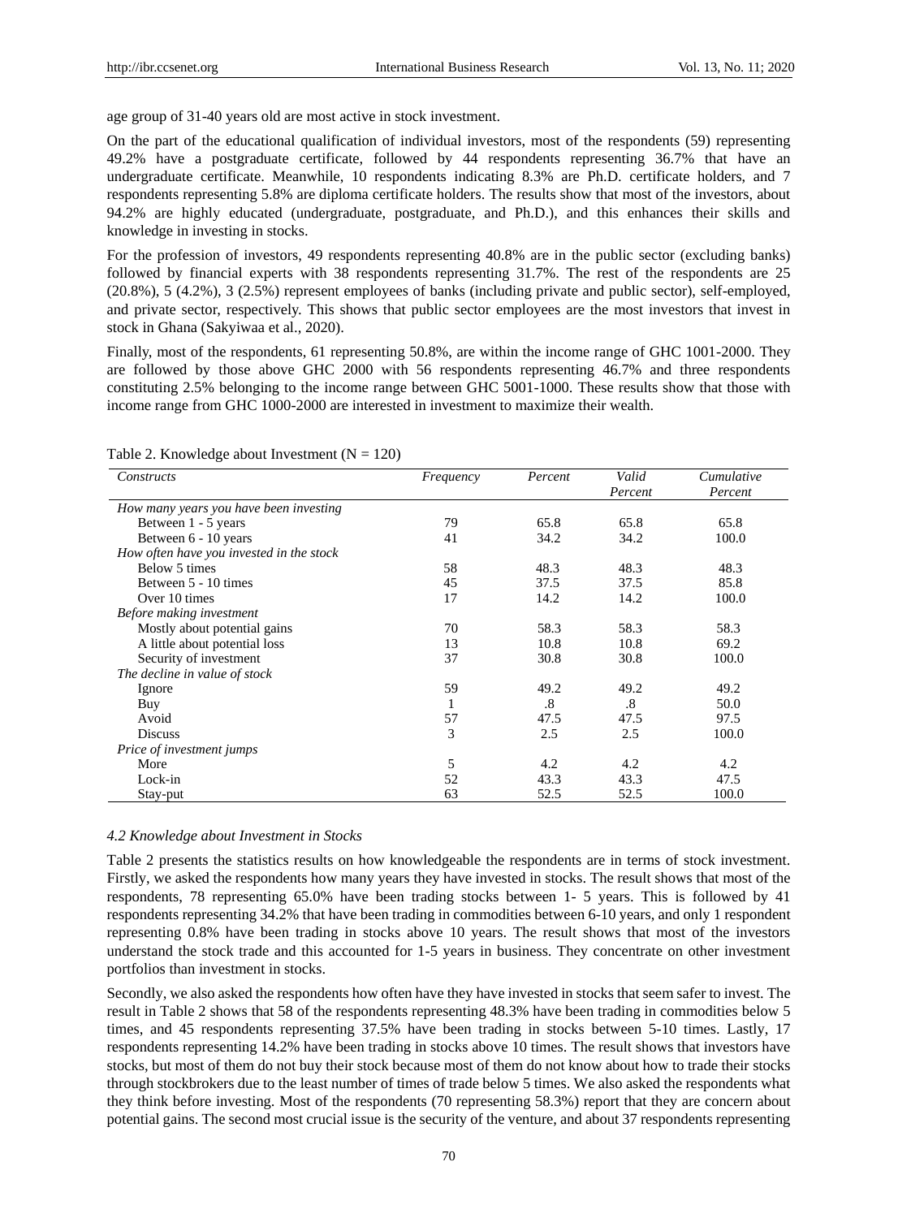age group of 31-40 years old are most active in stock investment.

On the part of the educational qualification of individual investors, most of the respondents (59) representing 49.2% have a postgraduate certificate, followed by 44 respondents representing 36.7% that have an undergraduate certificate. Meanwhile, 10 respondents indicating 8.3% are Ph.D. certificate holders, and 7 respondents representing 5.8% are diploma certificate holders. The results show that most of the investors, about 94.2% are highly educated (undergraduate, postgraduate, and Ph.D.), and this enhances their skills and knowledge in investing in stocks.

For the profession of investors, 49 respondents representing 40.8% are in the public sector (excluding banks) followed by financial experts with 38 respondents representing 31.7%. The rest of the respondents are 25 (20.8%), 5 (4.2%), 3 (2.5%) represent employees of banks (including private and public sector), self-employed, and private sector, respectively. This shows that public sector employees are the most investors that invest in stock in Ghana (Sakyiwaa et al., 2020).

Finally, most of the respondents, 61 representing 50.8%, are within the income range of GHC 1001-2000. They are followed by those above GHC 2000 with 56 respondents representing 46.7% and three respondents constituting 2.5% belonging to the income range between GHC 5001-1000. These results show that those with income range from GHC 1000-2000 are interested in investment to maximize their wealth.

Table 2. Knowledge about Investment (N = 120)

| *Constructs* | *Frequency* | *Percent* | *Valid Percent* | *Cumulative Percent* |
|---|---|---|---|---|
| *How many years you have been investing* | | | | |
| Between 1 - 5 years | 79 | 65.8 | 65.8 | 65.8 |
| Between 6 - 10 years | 41 | 34.2 | 34.2 | 100.0 |
| *How often have you invested in the stock* | | | | |
| Below 5 times | 58 | 48.3 | 48.3 | 48.3 |
| Between 5 - 10 times | 45 | 37.5 | 37.5 | 85.8 |
| Over 10 times | 17 | 14.2 | 14.2 | 100.0 |
| *Before making investment* | | | | |
| Mostly about potential gains | 70 | 58.3 | 58.3 | 58.3 |
| A little about potential loss | 13 | 10.8 | 10.8 | 69.2 |
| Security of investment | 37 | 30.8 | 30.8 | 100.0 |
| *The decline in value of stock* | | | | |
| Ignore | 59 | 49.2 | 49.2 | 49.2 |
| Buy | 1 | .8 | .8 | 50.0 |
| Avoid | 57 | 47.5 | 47.5 | 97.5 |
| Discuss | 3 | 2.5 | 2.5 | 100.0 |
| *Price of investment jumps* | | | | |
| More | 5 | 4.2 | 4.2 | 4.2 |
| Lock-in | 52 | 43.3 | 43.3 | 47.5 |
| Stay-put | 63 | 52.5 | 52.5 | 100.0 |

### *4.2 Knowledge about Investment in Stocks*

Table 2 presents the statistics results on how knowledgeable the respondents are in terms of stock investment. Firstly, we asked the respondents how many years they have invested in stocks. The result shows that most of the respondents, 78 representing 65.0% have been trading stocks between 1- 5 years. This is followed by 41 respondents representing 34.2% that have been trading in commodities between 6-10 years, and only 1 respondent representing 0.8% have been trading in stocks above 10 years. The result shows that most of the investors understand the stock trade and this accounted for 1-5 years in business. They concentrate on other investment portfolios than investment in stocks.

Secondly, we also asked the respondents how often have they have invested in stocks that seem safer to invest. The result in Table 2 shows that 58 of the respondents representing 48.3% have been trading in commodities below 5 times, and 45 respondents representing 37.5% have been trading in stocks between 5-10 times. Lastly, 17 respondents representing 14.2% have been trading in stocks above 10 times. The result shows that investors have stocks, but most of them do not buy their stock because most of them do not know about how to trade their stocks through stockbrokers due to the least number of times of trade below 5 times. We also asked the respondents what they think before investing. Most of the respondents (70 representing 58.3%) report that they are concern about potential gains. The second most crucial issue is the security of the venture, and about 37 respondents representing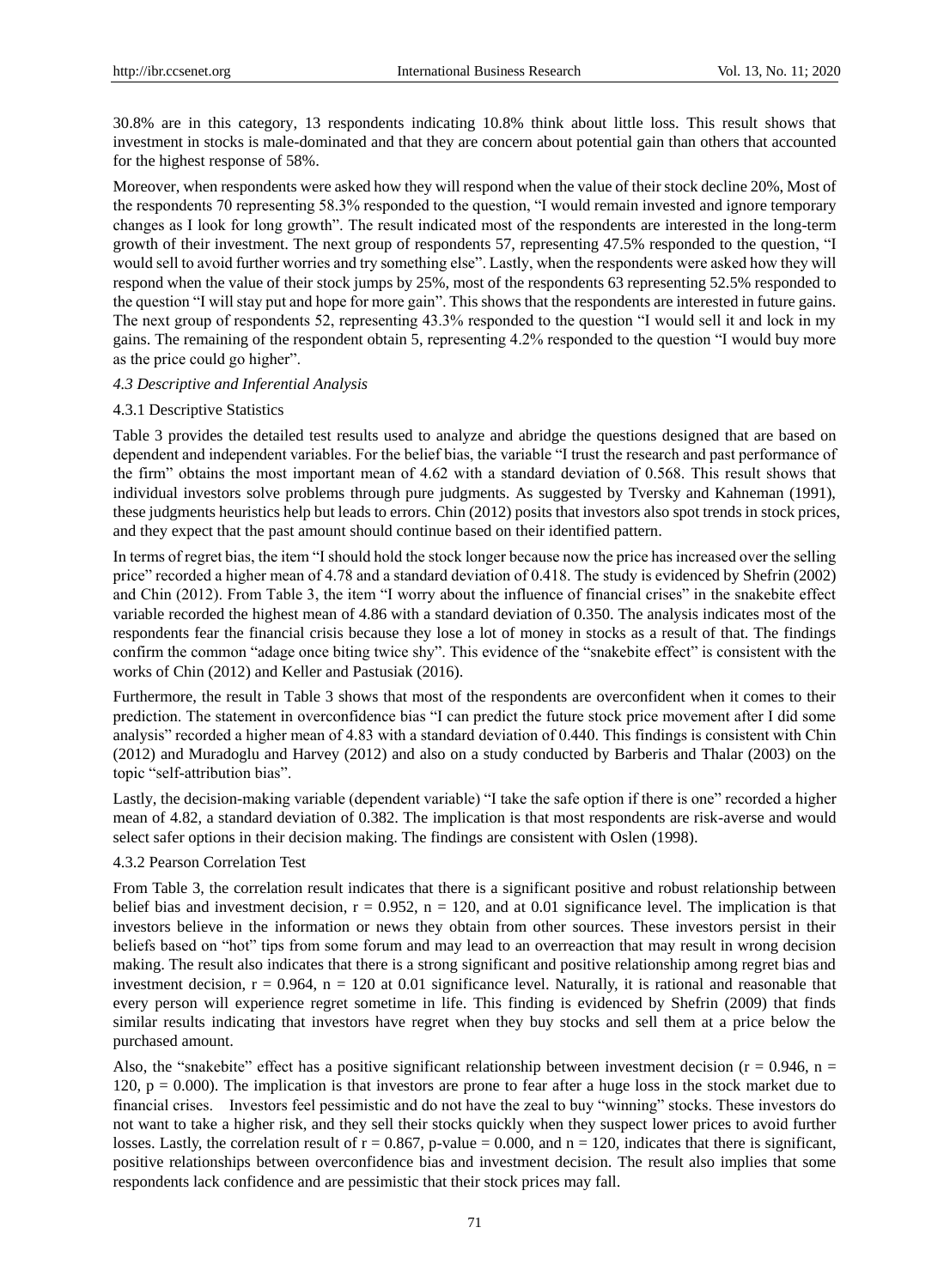30.8% are in this category, 13 respondents indicating 10.8% think about little loss. This result shows that investment in stocks is male-dominated and that they are concern about potential gain than others that accounted for the highest response of 58%.

Moreover, when respondents were asked how they will respond when the value of their stock decline 20%, Most of the respondents 70 representing 58.3% responded to the question, "I would remain invested and ignore temporary changes as I look for long growth". The result indicated most of the respondents are interested in the long-term growth of their investment. The next group of respondents 57, representing 47.5% responded to the question, "I would sell to avoid further worries and try something else". Lastly, when the respondents were asked how they will respond when the value of their stock jumps by 25%, most of the respondents 63 representing 52.5% responded to the question "I will stay put and hope for more gain". This shows that the respondents are interested in future gains. The next group of respondents 52, representing 43.3% responded to the question "I would sell it and lock in my gains. The remaining of the respondent obtain 5, representing 4.2% responded to the question "I would buy more as the price could go higher".

### *4.3 Descriptive and Inferential Analysis*

#### 4.3.1 Descriptive Statistics

Table 3 provides the detailed test results used to analyze and abridge the questions designed that are based on dependent and independent variables. For the belief bias, the variable "I trust the research and past performance of the firm" obtains the most important mean of 4.62 with a standard deviation of 0.568. This result shows that individual investors solve problems through pure judgments. As suggested by Tversky and Kahneman (1991), these judgments heuristics help but leads to errors. Chin (2012) posits that investors also spot trends in stock prices, and they expect that the past amount should continue based on their identified pattern.

In terms of regret bias, the item "I should hold the stock longer because now the price has increased over the selling price" recorded a higher mean of 4.78 and a standard deviation of 0.418. The study is evidenced by Shefrin (2002) and Chin (2012). From Table 3, the item "I worry about the influence of financial crises" in the snakebite effect variable recorded the highest mean of 4.86 with a standard deviation of 0.350. The analysis indicates most of the respondents fear the financial crisis because they lose a lot of money in stocks as a result of that. The findings confirm the common "adage once biting twice shy". This evidence of the "snakebite effect" is consistent with the works of Chin (2012) and Keller and Pastusiak (2016).

Furthermore, the result in Table 3 shows that most of the respondents are overconfident when it comes to their prediction. The statement in overconfidence bias "I can predict the future stock price movement after I did some analysis" recorded a higher mean of 4.83 with a standard deviation of 0.440. This findings is consistent with Chin (2012) and Muradoglu and Harvey (2012) and also on a study conducted by Barberis and Thalar (2003) on the topic "self-attribution bias".

Lastly, the decision-making variable (dependent variable) "I take the safe option if there is one" recorded a higher mean of 4.82, a standard deviation of 0.382. The implication is that most respondents are risk-averse and would select safer options in their decision making. The findings are consistent with Oslen (1998).

#### 4.3.2 Pearson Correlation Test

From Table 3, the correlation result indicates that there is a significant positive and robust relationship between belief bias and investment decision, $r = 0.952$, $n = 120$, and at 0.01 significance level. The implication is that investors believe in the information or news they obtain from other sources. These investors persist in their beliefs based on "hot" tips from some forum and may lead to an overreaction that may result in wrong decision making. The result also indicates that there is a strong significant and positive relationship among regret bias and investment decision, $r = 0.964$, $n = 120$ at 0.01 significance level. Naturally, it is rational and reasonable that every person will experience regret sometime in life. This finding is evidenced by Shefrin (2009) that finds similar results indicating that investors have regret when they buy stocks and sell them at a price below the purchased amount.

Also, the "snakebite" effect has a positive significant relationship between investment decision ($r = 0.946$, $n = 120$, $p = 0.000$). The implication is that investors are prone to fear after a huge loss in the stock market due to financial crises. Investors feel pessimistic and do not have the zeal to buy "winning" stocks. These investors do not want to take a higher risk, and they sell their stocks quickly when they suspect lower prices to avoid further losses. Lastly, the correlation result of $r = 0.867$, p-value $= 0.000$, and $n = 120$, indicates that there is significant, positive relationships between overconfidence bias and investment decision. The result also implies that some respondents lack confidence and are pessimistic that their stock prices may fall.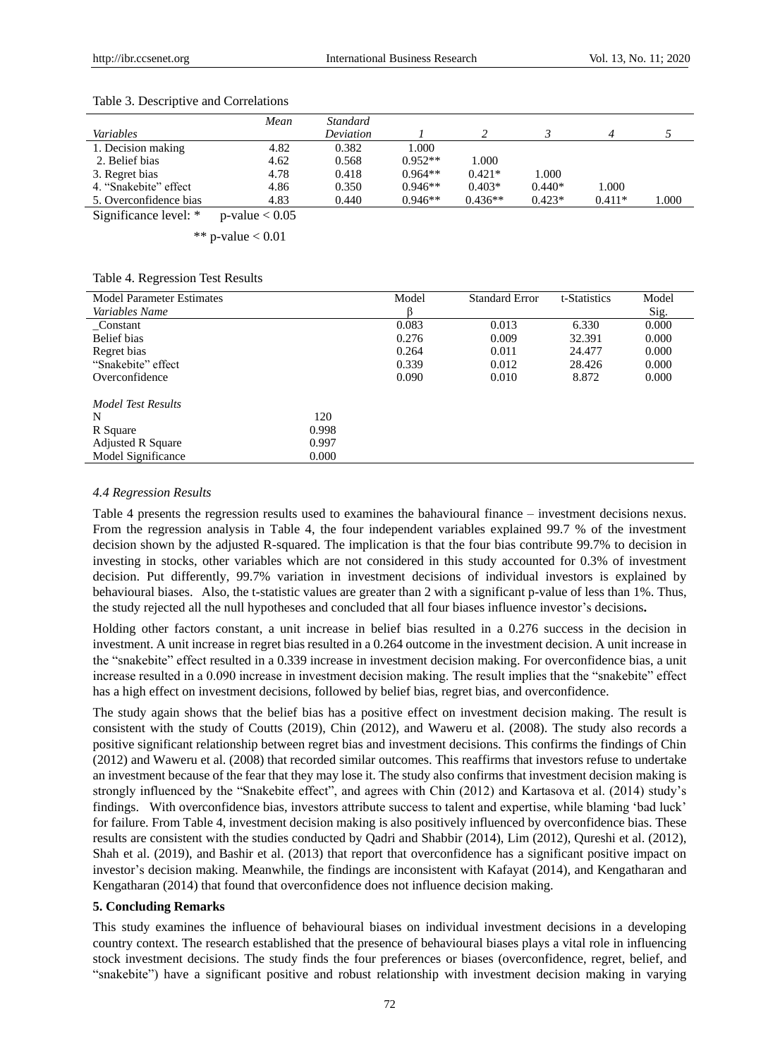Table 3. Descriptive and Correlations

| *Variables* | *Mean* | *Standard Deviation* | *1* | *2* | *3* | *4* | *5* |
|---|---|---|---|---|---|---|---|
| 1. Decision making | 4.82 | 0.382 | 1.000 | | | | |
| 2. Belief bias | 4.62 | 0.568 | 0.952** | 1.000 | | | |
| 3. Regret bias | 4.78 | 0.418 | 0.964** | 0.421* | 1.000 | | |
| 4. "Snakebite" effect | 4.86 | 0.350 | 0.946** | 0.403* | 0.440* | 1.000 | |
| 5. Overconfidence bias | 4.83 | 0.440 | 0.946** | 0.436** | 0.423* | 0.411* | 1.000 |

Significance level: * p-value < 0.05

** p-value < 0.01

Table 4. Regression Test Results

| Model Parameter Estimates *Variables Name* | | Model β | Standard Error | t-Statistics | Model Sig. |
|---|---|---|---|---|---|
| _Constant | | 0.083 | 0.013 | 6.330 | 0.000 |
| Belief bias | | 0.276 | 0.009 | 32.391 | 0.000 |
| Regret bias | | 0.264 | 0.011 | 24.477 | 0.000 |
| "Snakebite" effect | | 0.339 | 0.012 | 28.426 | 0.000 |
| Overconfidence | | 0.090 | 0.010 | 8.872 | 0.000 |
| *Model Test Results* | | | | | |
| N | 120 | | | | |
| R Square | 0.998 | | | | |
| Adjusted R Square | 0.997 | | | | |
| Model Significance | 0.000 | | | | |

### *4.4 Regression Results*

Table 4 presents the regression results used to examines the bahavioural finance – investment decisions nexus. From the regression analysis in Table 4, the four independent variables explained 99.7 % of the investment decision shown by the adjusted R-squared. The implication is that the four bias contribute 99.7% to decision in investing in stocks, other variables which are not considered in this study accounted for 0.3% of investment decision. Put differently, 99.7% variation in investment decisions of individual investors is explained by behavioural biases. Also, the t-statistic values are greater than 2 with a significant p-value of less than 1%. Thus, the study rejected all the null hypotheses and concluded that all four biases influence investor's decisions**.**

Holding other factors constant, a unit increase in belief bias resulted in a 0.276 success in the decision in investment. A unit increase in regret bias resulted in a 0.264 outcome in the investment decision. A unit increase in the "snakebite" effect resulted in a 0.339 increase in investment decision making. For overconfidence bias, a unit increase resulted in a 0.090 increase in investment decision making. The result implies that the "snakebite" effect has a high effect on investment decisions, followed by belief bias, regret bias, and overconfidence.

The study again shows that the belief bias has a positive effect on investment decision making. The result is consistent with the study of Coutts (2019), Chin (2012), and Waweru et al. (2008). The study also records a positive significant relationship between regret bias and investment decisions. This confirms the findings of Chin (2012) and Waweru et al. (2008) that recorded similar outcomes. This reaffirms that investors refuse to undertake an investment because of the fear that they may lose it. The study also confirms that investment decision making is strongly influenced by the "Snakebite effect", and agrees with Chin (2012) and Kartasova et al. (2014) study's findings. With overconfidence bias, investors attribute success to talent and expertise, while blaming 'bad luck' for failure. From Table 4, investment decision making is also positively influenced by overconfidence bias. These results are consistent with the studies conducted by Qadri and Shabbir (2014), Lim (2012), Qureshi et al. (2012), Shah et al. (2019), and Bashir et al. (2013) that report that overconfidence has a significant positive impact on investor's decision making. Meanwhile, the findings are inconsistent with Kafayat (2014), and Kengatharan and Kengatharan (2014) that found that overconfidence does not influence decision making.

## **5. Concluding Remarks**

This study examines the influence of behavioural biases on individual investment decisions in a developing country context. The research established that the presence of behavioural biases plays a vital role in influencing stock investment decisions. The study finds the four preferences or biases (overconfidence, regret, belief, and "snakebite") have a significant positive and robust relationship with investment decision making in varying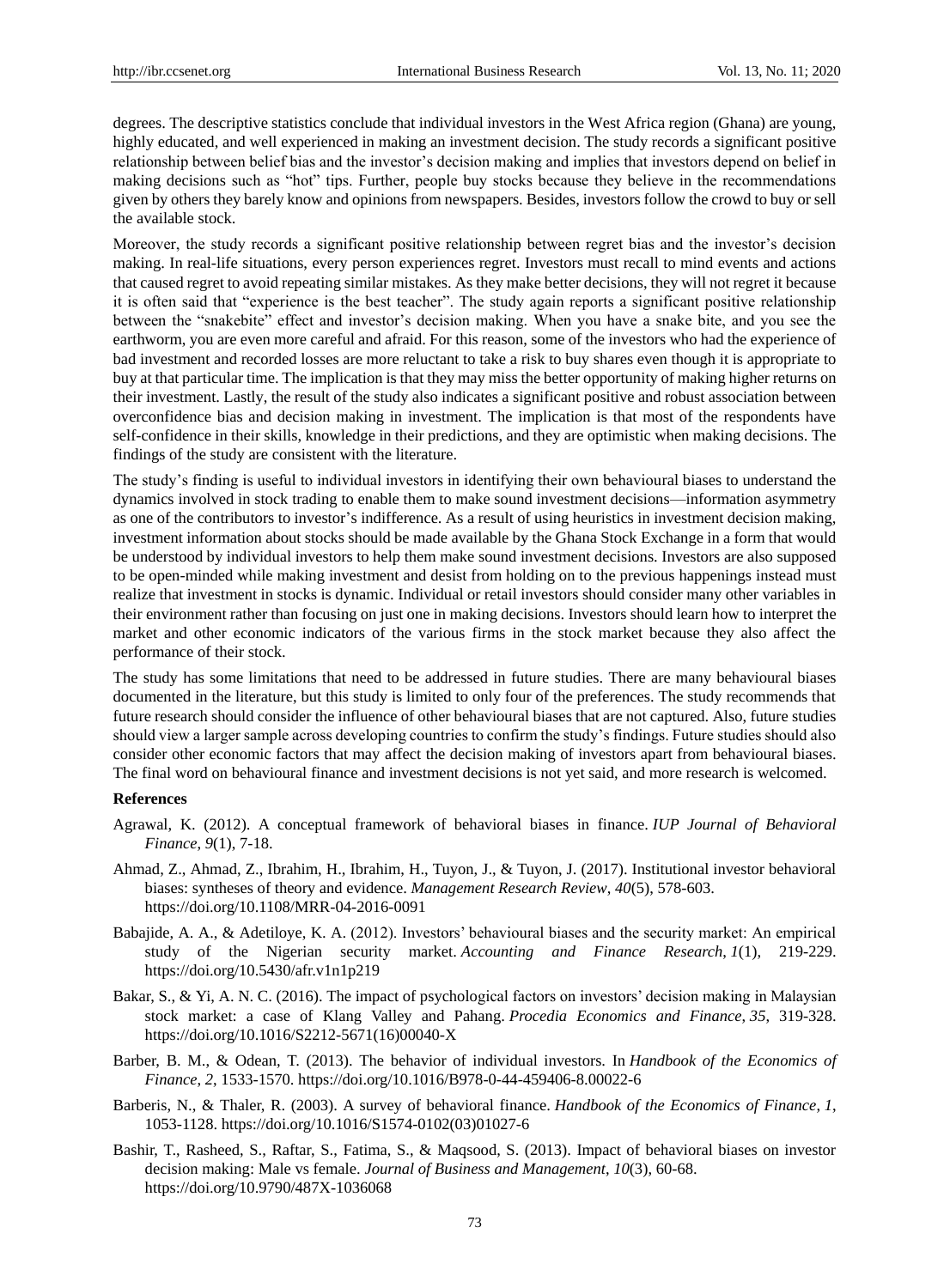degrees. The descriptive statistics conclude that individual investors in the West Africa region (Ghana) are young, highly educated, and well experienced in making an investment decision. The study records a significant positive relationship between belief bias and the investor's decision making and implies that investors depend on belief in making decisions such as "hot" tips. Further, people buy stocks because they believe in the recommendations given by others they barely know and opinions from newspapers. Besides, investors follow the crowd to buy or sell the available stock.

Moreover, the study records a significant positive relationship between regret bias and the investor's decision making. In real-life situations, every person experiences regret. Investors must recall to mind events and actions that caused regret to avoid repeating similar mistakes. As they make better decisions, they will not regret it because it is often said that "experience is the best teacher". The study again reports a significant positive relationship between the "snakebite" effect and investor's decision making. When you have a snake bite, and you see the earthworm, you are even more careful and afraid. For this reason, some of the investors who had the experience of bad investment and recorded losses are more reluctant to take a risk to buy shares even though it is appropriate to buy at that particular time. The implication is that they may miss the better opportunity of making higher returns on their investment. Lastly, the result of the study also indicates a significant positive and robust association between overconfidence bias and decision making in investment. The implication is that most of the respondents have self-confidence in their skills, knowledge in their predictions, and they are optimistic when making decisions. The findings of the study are consistent with the literature.

The study's finding is useful to individual investors in identifying their own behavioural biases to understand the dynamics involved in stock trading to enable them to make sound investment decisions—information asymmetry as one of the contributors to investor's indifference. As a result of using heuristics in investment decision making, investment information about stocks should be made available by the Ghana Stock Exchange in a form that would be understood by individual investors to help them make sound investment decisions. Investors are also supposed to be open-minded while making investment and desist from holding on to the previous happenings instead must realize that investment in stocks is dynamic. Individual or retail investors should consider many other variables in their environment rather than focusing on just one in making decisions. Investors should learn how to interpret the market and other economic indicators of the various firms in the stock market because they also affect the performance of their stock.

The study has some limitations that need to be addressed in future studies. There are many behavioural biases documented in the literature, but this study is limited to only four of the preferences. The study recommends that future research should consider the influence of other behavioural biases that are not captured. Also, future studies should view a larger sample across developing countries to confirm the study's findings. Future studies should also consider other economic factors that may affect the decision making of investors apart from behavioural biases. The final word on behavioural finance and investment decisions is not yet said, and more research is welcomed.

## References

Agrawal, K. (2012). A conceptual framework of behavioral biases in finance. *IUP Journal of Behavioral Finance*, *9*(1), 7-18.

Ahmad, Z., Ahmad, Z., Ibrahim, H., Ibrahim, H., Tuyon, J., & Tuyon, J. (2017). Institutional investor behavioral biases: syntheses of theory and evidence. *Management Research Review*, *40*(5), 578-603. https://doi.org/10.1108/MRR-04-2016-0091

Babajide, A. A., & Adetiloye, K. A. (2012). Investors' behavioural biases and the security market: An empirical study of the Nigerian security market. *Accounting and Finance Research*, *1*(1), 219-229. https://doi.org/10.5430/afr.v1n1p219

Bakar, S., & Yi, A. N. C. (2016). The impact of psychological factors on investors' decision making in Malaysian stock market: a case of Klang Valley and Pahang. *Procedia Economics and Finance*, *35*, 319-328. https://doi.org/10.1016/S2212-5671(16)00040-X

Barber, B. M., & Odean, T. (2013). The behavior of individual investors. In *Handbook of the Economics of Finance*, *2*, 1533-1570. https://doi.org/10.1016/B978-0-44-459406-8.00022-6

Barberis, N., & Thaler, R. (2003). A survey of behavioral finance. *Handbook of the Economics of Finance*, *1*, 1053-1128. https://doi.org/10.1016/S1574-0102(03)01027-6

Bashir, T., Rasheed, S., Raftar, S., Fatima, S., & Maqsood, S. (2013). Impact of behavioral biases on investor decision making: Male vs female. *Journal of Business and Management*, *10*(3), 60-68. https://doi.org/10.9790/487X-1036068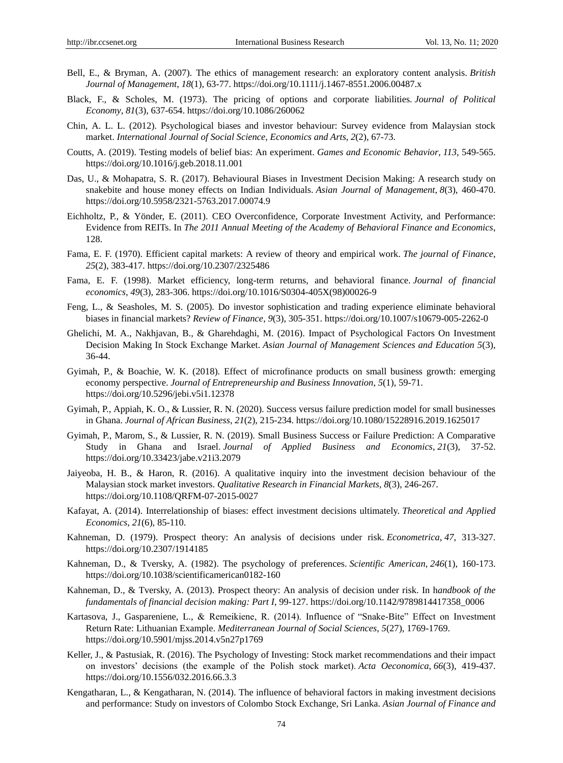Bell, E., & Bryman, A. (2007). The ethics of management research: an exploratory content analysis. *British Journal of Management*, *18*(1), 63-77. https://doi.org/10.1111/j.1467-8551.2006.00487.x

Black, F., & Scholes, M. (1973). The pricing of options and corporate liabilities. *Journal of Political Economy*, *81*(3), 637-654. https://doi.org/10.1086/260062

Chin, A. L. L. (2012). Psychological biases and investor behaviour: Survey evidence from Malaysian stock market. *International Journal of Social Science, Economics and Arts*, *2*(2), 67-73.

Coutts, A. (2019). Testing models of belief bias: An experiment. *Games and Economic Behavior*, *113*, 549-565. https://doi.org/10.1016/j.geb.2018.11.001

Das, U., & Mohapatra, S. R. (2017). Behavioural Biases in Investment Decision Making: A research study on snakebite and house money effects on Indian Individuals. *Asian Journal of Management*, *8*(3), 460-470. https://doi.org/10.5958/2321-5763.2017.00074.9

Eichholtz, P., & Yönder, E. (2011). CEO Overconfidence, Corporate Investment Activity, and Performance: Evidence from REITs. In *The 2011 Annual Meeting of the Academy of Behavioral Finance and Economics*, 128.

Fama, E. F. (1970). Efficient capital markets: A review of theory and empirical work. *The journal of Finance*, *25*(2), 383-417. https://doi.org/10.2307/2325486

Fama, E. F. (1998). Market efficiency, long-term returns, and behavioral finance. *Journal of financial economics*, *49*(3), 283-306. https://doi.org/10.1016/S0304-405X(98)00026-9

Feng, L., & Seasholes, M. S. (2005). Do investor sophistication and trading experience eliminate behavioral biases in financial markets? *Review of Finance*, *9*(3), 305-351. https://doi.org/10.1007/s10679-005-2262-0

Ghelichi, M. A., Nakhjavan, B., & Gharehdaghi, M. (2016). Impact of Psychological Factors On Investment Decision Making In Stock Exchange Market. *Asian Journal of Management Sciences and Education 5*(3), 36-44.

Gyimah, P., & Boachie, W. K. (2018). Effect of microfinance products on small business growth: emerging economy perspective. *Journal of Entrepreneurship and Business Innovation*, *5*(1), 59-71. https://doi.org/10.5296/jebi.v5i1.12378

Gyimah, P., Appiah, K. O., & Lussier, R. N. (2020). Success versus failure prediction model for small businesses in Ghana. *Journal of African Business*, *21*(2), 215-234. https://doi.org/10.1080/15228916.2019.1625017

Gyimah, P., Marom, S., & Lussier, R. N. (2019). Small Business Success or Failure Prediction: A Comparative Study in Ghana and Israel. *Journal of Applied Business and Economics*, *21*(3), 37-52. https://doi.org/10.33423/jabe.v21i3.2079

Jaiyeoba, H. B., & Haron, R. (2016). A qualitative inquiry into the investment decision behaviour of the Malaysian stock market investors. *Qualitative Research in Financial Markets*, *8*(3), 246-267. https://doi.org/10.1108/QRFM-07-2015-0027

Kafayat, A. (2014). Interrelationship of biases: effect investment decisions ultimately. *Theoretical and Applied Economics*, *21*(6), 85-110.

Kahneman, D. (1979). Prospect theory: An analysis of decisions under risk. *Econometrica*, *47*, 313-327. https://doi.org/10.2307/1914185

Kahneman, D., & Tversky, A. (1982). The psychology of preferences. *Scientific American*, *246*(1), 160-173. https://doi.org/10.1038/scientificamerican0182-160

Kahneman, D., & Tversky, A. (2013). Prospect theory: An analysis of decision under risk. In h*andbook of the fundamentals of financial decision making: Part I*, 99-127. https://doi.org/10.1142/9789814417358_0006

Kartasova, J., Gaspareniene, L., & Remeikiene, R. (2014). Influence of "Snake-Bite" Effect on Investment Return Rate: Lithuanian Example. *Mediterranean Journal of Social Sciences*, *5*(27), 1769-1769. https://doi.org/10.5901/mjss.2014.v5n27p1769

Keller, J., & Pastusiak, R. (2016). The Psychology of Investing: Stock market recommendations and their impact on investors' decisions (the example of the Polish stock market). *Acta Oeconomica*, *66*(3), 419-437. https://doi.org/10.1556/032.2016.66.3.3

Kengatharan, L., & Kengatharan, N. (2014). The influence of behavioral factors in making investment decisions and performance: Study on investors of Colombo Stock Exchange, Sri Lanka. *Asian Journal of Finance and*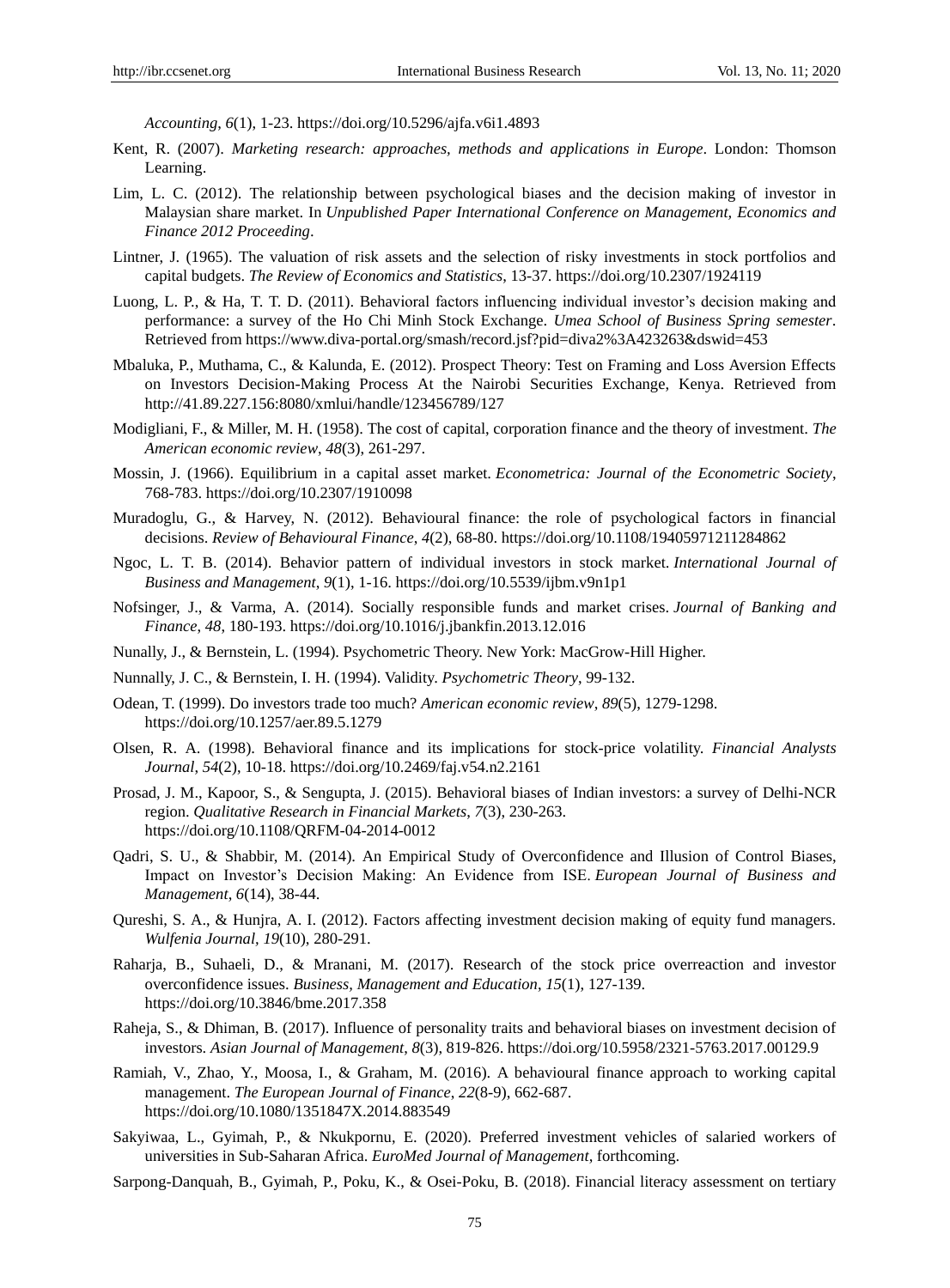*Accounting*, *6*(1), 1-23. https://doi.org/10.5296/ajfa.v6i1.4893

Kent, R. (2007). *Marketing research: approaches, methods and applications in Europe*. London: Thomson Learning.

Lim, L. C. (2012). The relationship between psychological biases and the decision making of investor in Malaysian share market. In *Unpublished Paper International Conference on Management, Economics and Finance 2012 Proceeding*.

Lintner, J. (1965). The valuation of risk assets and the selection of risky investments in stock portfolios and capital budgets. *The Review of Economics and Statistics*, 13-37. https://doi.org/10.2307/1924119

Luong, L. P., & Ha, T. T. D. (2011). Behavioral factors influencing individual investor's decision making and performance: a survey of the Ho Chi Minh Stock Exchange. *Umea School of Business Spring semester*. Retrieved from https://www.diva-portal.org/smash/record.jsf?pid=diva2%3A423263&dswid=453

Mbaluka, P., Muthama, C., & Kalunda, E. (2012). Prospect Theory: Test on Framing and Loss Aversion Effects on Investors Decision-Making Process At the Nairobi Securities Exchange, Kenya. Retrieved from http://41.89.227.156:8080/xmlui/handle/123456789/127

Modigliani, F., & Miller, M. H. (1958). The cost of capital, corporation finance and the theory of investment. *The American economic review*, *48*(3), 261-297.

Mossin, J. (1966). Equilibrium in a capital asset market. *Econometrica: Journal of the Econometric Society*, 768-783. https://doi.org/10.2307/1910098

Muradoglu, G., & Harvey, N. (2012). Behavioural finance: the role of psychological factors in financial decisions. *Review of Behavioural Finance*, *4*(2), 68-80. https://doi.org/10.1108/19405971211284862

Ngoc, L. T. B. (2014). Behavior pattern of individual investors in stock market. *International Journal of Business and Management*, *9*(1), 1-16. https://doi.org/10.5539/ijbm.v9n1p1

Nofsinger, J., & Varma, A. (2014). Socially responsible funds and market crises. *Journal of Banking and Finance*, *48*, 180-193. https://doi.org/10.1016/j.jbankfin.2013.12.016

Nunally, J., & Bernstein, L. (1994). Psychometric Theory. New York: MacGrow-Hill Higher.

Nunnally, J. C., & Bernstein, I. H. (1994). Validity. *Psychometric Theory*, 99-132.

Odean, T. (1999). Do investors trade too much? *American economic review*, *89*(5), 1279-1298. https://doi.org/10.1257/aer.89.5.1279

Olsen, R. A. (1998). Behavioral finance and its implications for stock-price volatility. *Financial Analysts Journal*, *54*(2), 10-18. https://doi.org/10.2469/faj.v54.n2.2161

Prosad, J. M., Kapoor, S., & Sengupta, J. (2015). Behavioral biases of Indian investors: a survey of Delhi-NCR region. *Qualitative Research in Financial Markets*, *7*(3), 230-263. https://doi.org/10.1108/QRFM-04-2014-0012

Qadri, S. U., & Shabbir, M. (2014). An Empirical Study of Overconfidence and Illusion of Control Biases, Impact on Investor's Decision Making: An Evidence from ISE. *European Journal of Business and Management*, *6*(14), 38-44.

Qureshi, S. A., & Hunjra, A. I. (2012). Factors affecting investment decision making of equity fund managers. *Wulfenia Journal*, *19*(10), 280-291.

Raharja, B., Suhaeli, D., & Mranani, M. (2017). Research of the stock price overreaction and investor overconfidence issues. *Business, Management and Education*, *15*(1), 127-139. https://doi.org/10.3846/bme.2017.358

Raheja, S., & Dhiman, B. (2017). Influence of personality traits and behavioral biases on investment decision of investors. *Asian Journal of Management*, *8*(3), 819-826. https://doi.org/10.5958/2321-5763.2017.00129.9

Ramiah, V., Zhao, Y., Moosa, I., & Graham, M. (2016). A behavioural finance approach to working capital management. *The European Journal of Finance*, *22*(8-9), 662-687. https://doi.org/10.1080/1351847X.2014.883549

Sakyiwaa, L., Gyimah, P., & Nkukpornu, E. (2020). Preferred investment vehicles of salaried workers of universities in Sub-Saharan Africa. *EuroMed Journal of Management*, forthcoming.

Sarpong-Danquah, B., Gyimah, P., Poku, K., & Osei-Poku, B. (2018). Financial literacy assessment on tertiary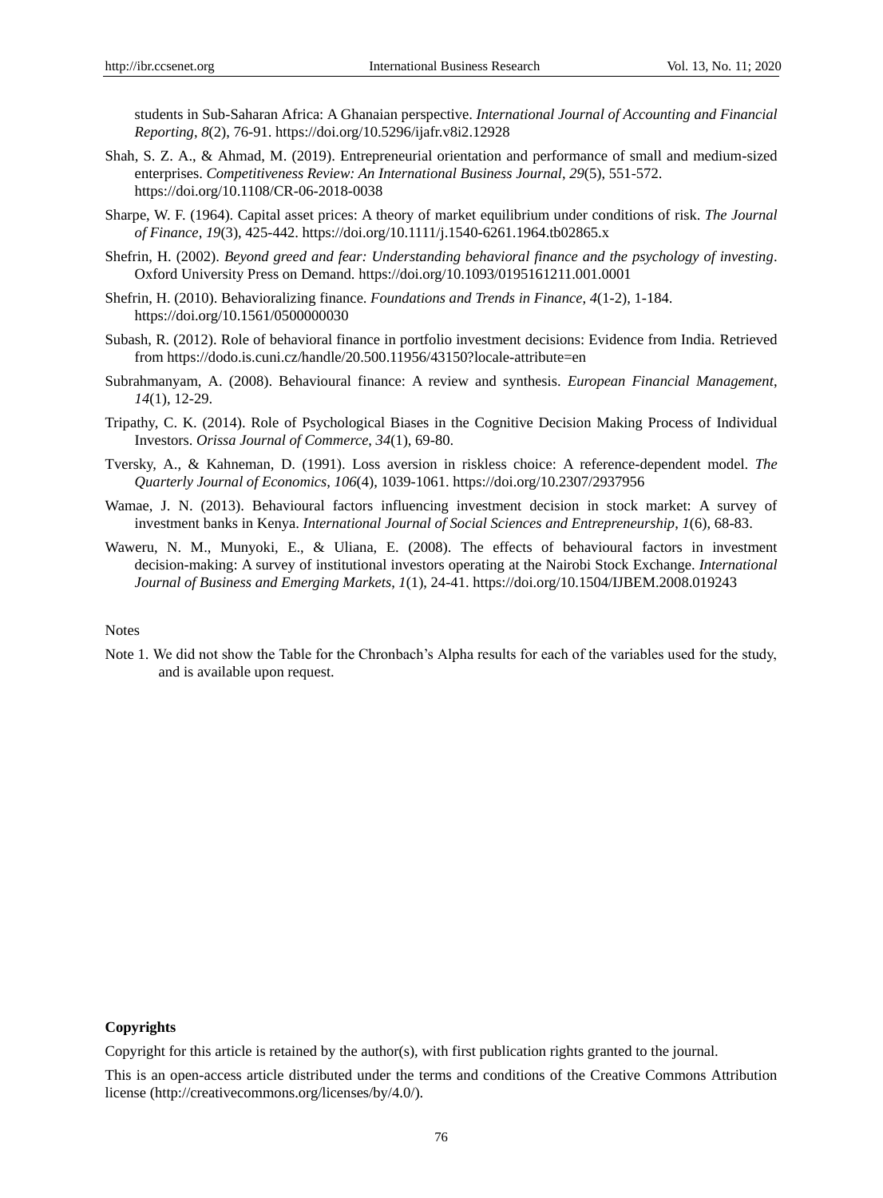students in Sub-Saharan Africa: A Ghanaian perspective. *International Journal of Accounting and Financial Reporting*, *8*(2), 76-91. https://doi.org/10.5296/ijafr.v8i2.12928

Shah, S. Z. A., & Ahmad, M. (2019). Entrepreneurial orientation and performance of small and medium-sized enterprises. *Competitiveness Review: An International Business Journal*, *29*(5), 551-572. https://doi.org/10.1108/CR-06-2018-0038

Sharpe, W. F. (1964). Capital asset prices: A theory of market equilibrium under conditions of risk. *The Journal of Finance*, *19*(3), 425-442. https://doi.org/10.1111/j.1540-6261.1964.tb02865.x

Shefrin, H. (2002). *Beyond greed and fear: Understanding behavioral finance and the psychology of investing*. Oxford University Press on Demand. https://doi.org/10.1093/0195161211.001.0001

Shefrin, H. (2010). Behavioralizing finance. *Foundations and Trends in Finance*, *4*(1-2), 1-184. https://doi.org/10.1561/0500000030

Subash, R. (2012). Role of behavioral finance in portfolio investment decisions: Evidence from India. Retrieved from https://dodo.is.cuni.cz/handle/20.500.11956/43150?locale-attribute=en

Subrahmanyam, A. (2008). Behavioural finance: A review and synthesis. *European Financial Management*, *14*(1), 12-29.

Tripathy, C. K. (2014). Role of Psychological Biases in the Cognitive Decision Making Process of Individual Investors. *Orissa Journal of Commerce*, *34*(1), 69-80.

Tversky, A., & Kahneman, D. (1991). Loss aversion in riskless choice: A reference-dependent model. *The Quarterly Journal of Economics*, *106*(4), 1039-1061. https://doi.org/10.2307/2937956

Wamae, J. N. (2013). Behavioural factors influencing investment decision in stock market: A survey of investment banks in Kenya. *International Journal of Social Sciences and Entrepreneurship*, *1*(6), 68-83.

Waweru, N. M., Munyoki, E., & Uliana, E. (2008). The effects of behavioural factors in investment decision-making: A survey of institutional investors operating at the Nairobi Stock Exchange. *International Journal of Business and Emerging Markets*, *1*(1), 24-41. https://doi.org/10.1504/IJBEM.2008.019243

Notes

Note 1. We did not show the Table for the Chronbach's Alpha results for each of the variables used for the study, and is available upon request.

**Copyrights**

Copyright for this article is retained by the author(s), with first publication rights granted to the journal.

This is an open-access article distributed under the terms and conditions of the Creative Commons Attribution license (http://creativecommons.org/licenses/by/4.0/).